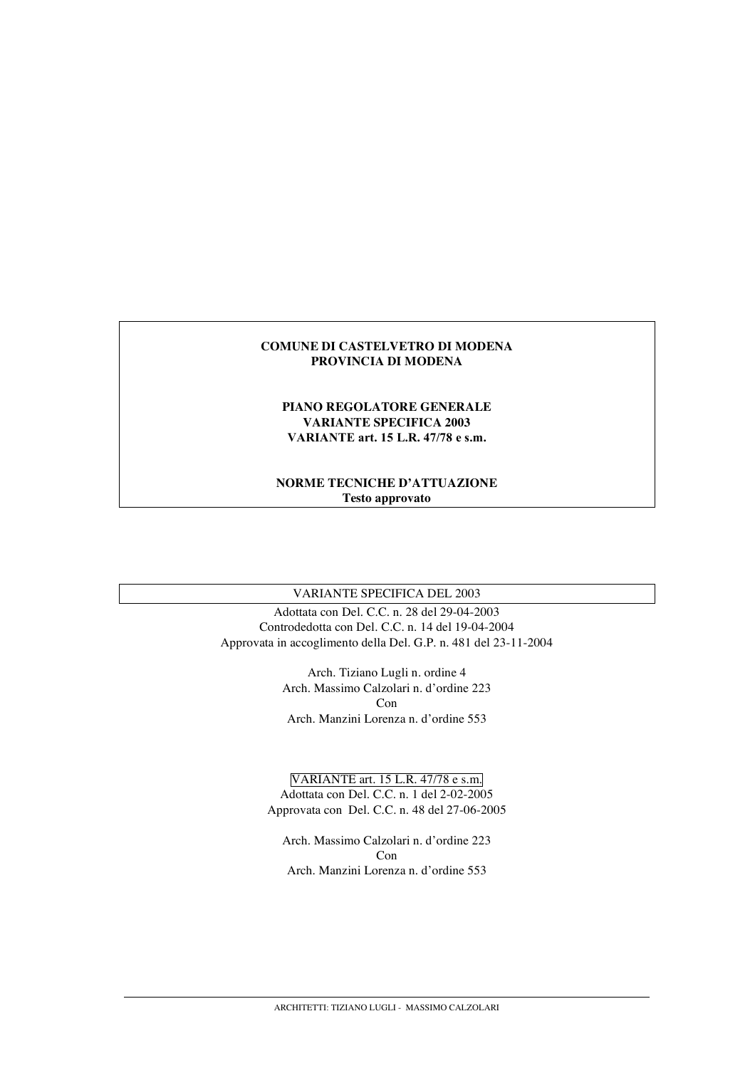**COMUNE DI CASTELVETRO DI MODENA**
**PROVINCIA DI MODENA**

**PIANO REGOLATORE GENERALE**
**VARIANTE SPECIFICA 2003**
**VARIANTE art. 15 L.R. 47/78 e s.m.**

**NORME TECNICHE D'ATTUAZIONE**
**Testo approvato**

VARIANTE SPECIFICA DEL 2003

Adottata con Del. C.C. n. 28 del 29-04-2003
Controdedotta con Del. C.C. n. 14 del 19-04-2004
Approvata in accoglimento della Del. G.P. n. 481 del 23-11-2004

Arch. Tiziano Lugli n. ordine 4
Arch. Massimo Calzolari n. d'ordine 223
Con
Arch. Manzini Lorenza n. d'ordine 553

VARIANTE art. 15 L.R. 47/78 e s.m.

Adottata con Del. C.C. n. 1 del 2-02-2005
Approvata con Del. C.C. n. 48 del 27-06-2005

Arch. Massimo Calzolari n. d'ordine 223
Con
Arch. Manzini Lorenza n. d'ordine 553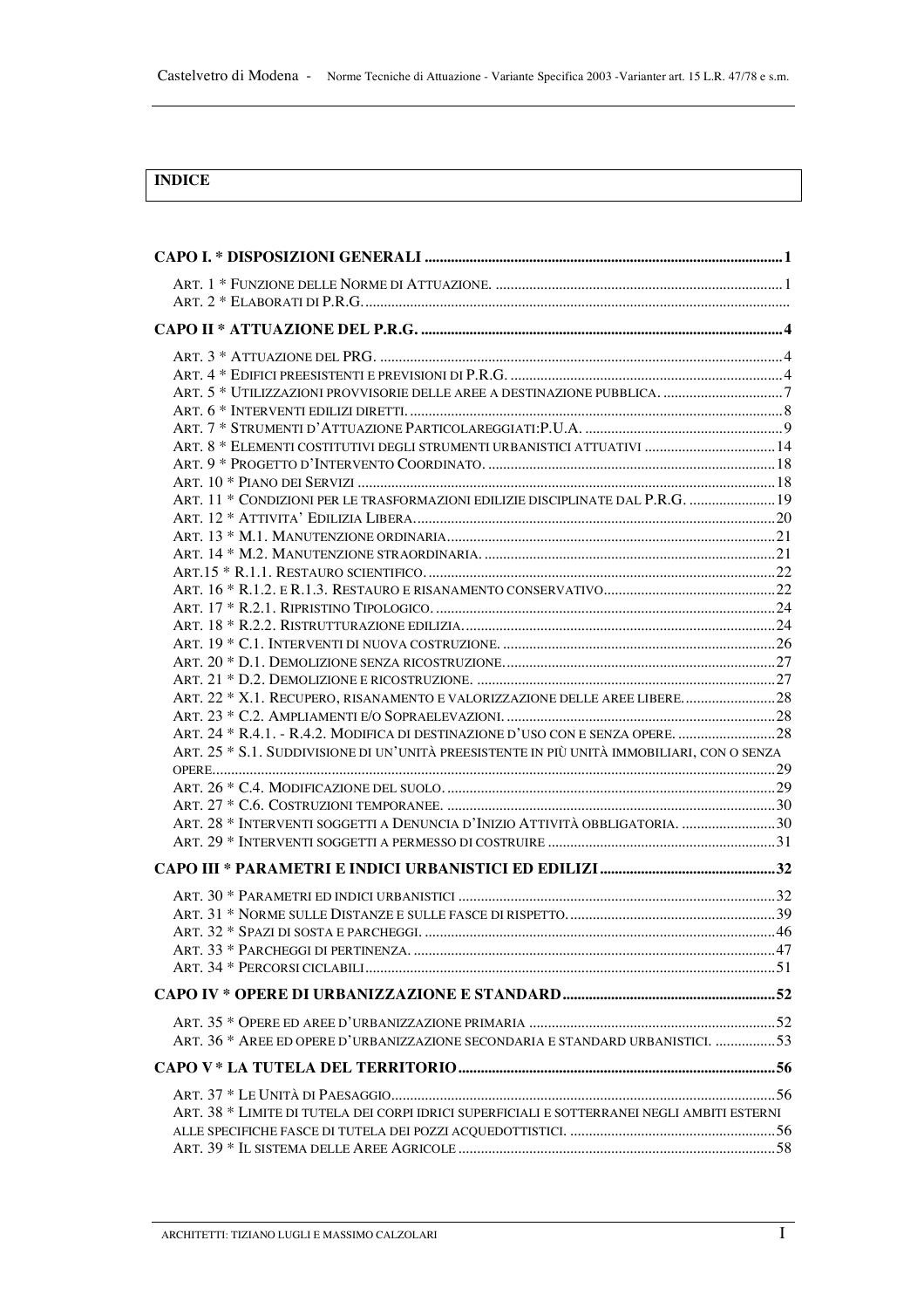## INDICE

**CAPO I. * DISPOSIZIONI GENERALI ....................................................................................... 1**

ART. 1 * FUNZIONE DELLE NORME DI ATTUAZIONE. ........................................................................ 1
ART. 2 * ELABORATI DI P.R.G. ...................................................................................................

**CAPO II * ATTUAZIONE DEL P.R.G. .......................................................................................... 4**

ART. 3 * ATTUAZIONE DEL PRG. .................................................................................................. 4
ART. 4 * EDIFICI PREESISTENTI E PREVISIONI DI P.R.G. ................................................................ 4
ART. 5 * UTILIZZAZIONI PROVVISORIE DELLE AREE A DESTINAZIONE PUBBLICA. ................................. 7
ART. 6 * INTERVENTI EDILIZI DIRETTI. .......................................................................................... 8
ART. 7 * STRUMENTI D'ATTUAZIONE PARTICOLAREGGIATI:P.U.A. ..................................................... 9
ART. 8 * ELEMENTI COSTITUTIVI DEGLI STRUMENTI URBANISTICI ATTUATIVI ...................................... 14
ART. 9 * PROGETTO D'INTERVENTO COORDINATO. ........................................................................ 18
ART. 10 * PIANO DEI SERVIZI ..................................................................................................... 18
ART. 11 * CONDIZIONI PER LE TRASFORMAZIONI EDILIZIE DISCIPLINATE DAL P.R.G. ......................... 19
ART. 12 * ATTIVITA' EDILIZIA LIBERA. .......................................................................................... 20
ART. 13 * M.1. MANUTENZIONE ORDINARIA .................................................................................... 21
ART. 14 * M.2. MANUTENZIONE STRAORDINARIA. ........................................................................... 21
ART.15 * R.1.1. RESTAURO SCIENTIFICO. ..................................................................................... 22
ART. 16 * R.1.2. E R.1.3. RESTAURO E RISANAMENTO CONSERVATIVO ............................................ 22
ART. 17 * R.2.1. RIPRISTINO TIPOLOGICO. ..................................................................................... 24
ART. 18 * R.2.2. RISTRUTTURAZIONE EDILIZIA. ............................................................................... 24
ART. 19 * C.1. INTERVENTI DI NUOVA COSTRUZIONE. ...................................................................... 26
ART. 20 * D.1. DEMOLIZIONE SENZA RICOSTRUZIONE. ..................................................................... 27
ART. 21 * D.2. DEMOLIZIONE E RICOSTRUZIONE. ............................................................................ 27
ART. 22 * X.1. RECUPERO, RISANAMENTO E VALORIZZAZIONE DELLE AREE LIBERE. .......................... 28
ART. 23 * C.2. AMPLIAMENTI E/O SOPRAELEVAZIONI. ...................................................................... 28
ART. 24 * R.4.1. - R.4.2. MODIFICA DI DESTINAZIONE D'USO CON E SENZA OPERE. ............................ 28
ART. 25 * S.1. SUDDIVISIONE DI UN'UNITÀ PREESISTENTE IN PIÙ UNITÀ IMMOBILIARI, CON O SENZA OPERE. ......................................................................................................................... 29
ART. 26 * C.4. MODIFICAZIONE DEL SUOLO. ................................................................................... 29
ART. 27 * C.6. COSTRUZIONI TEMPORANEE. ................................................................................... 30
ART. 28 * INTERVENTI SOGGETTI A DENUNCIA D'INIZIO ATTIVITÀ OBBLIGATORIA. ............................ 30
ART. 29 * INTERVENTI SOGGETTI A PERMESSO DI COSTRUIRE ........................................................ 31

**CAPO III * PARAMETRI E INDICI URBANISTICI ED EDILIZI ............................................... 32**

ART. 30 * PARAMETRI ED INDICI URBANISTICI ............................................................................... 32
ART. 31 * NORME SULLE DISTANZE E SULLE FASCE DI RISPETTO. ................................................... 39
ART. 32 * SPAZI DI SOSTA E PARCHEGGI. ...................................................................................... 46
ART. 33 * PARCHEGGI DI PERTINENZA. .......................................................................................... 47
ART. 34 * PERCORSI CICLABILI ..................................................................................................... 51

**CAPO IV * OPERE DI URBANIZZAZIONE E STANDARD ....................................................... 52**

ART. 35 * OPERE ED AREE D'URBANIZZAZIONE PRIMARIA ............................................................... 52
ART. 36 * AREE ED OPERE D'URBANIZZAZIONE SECONDARIA E STANDARD URBANISTICI. ................... 53

**CAPO V * LA TUTELA DEL TERRITORIO ................................................................................ 56**

ART. 37 * LE UNITÀ DI PAESAGGIO ............................................................................................... 56
ART. 38 * LIMITE DI TUTELA DEI CORPI IDRICI SUPERFICIALI E SOTTERRANEI NEGLI AMBITI ESTERNI ALLE SPECIFICHE FASCE DI TUTELA DEI POZZI ACQUEDOTTISTICI. .............................................. 56
ART. 39 * IL SISTEMA DELLE AREE AGRICOLE ............................................................................... 58

ARCHITETTI: TIZIANO LUGLI E MASSIMO CALZOLARI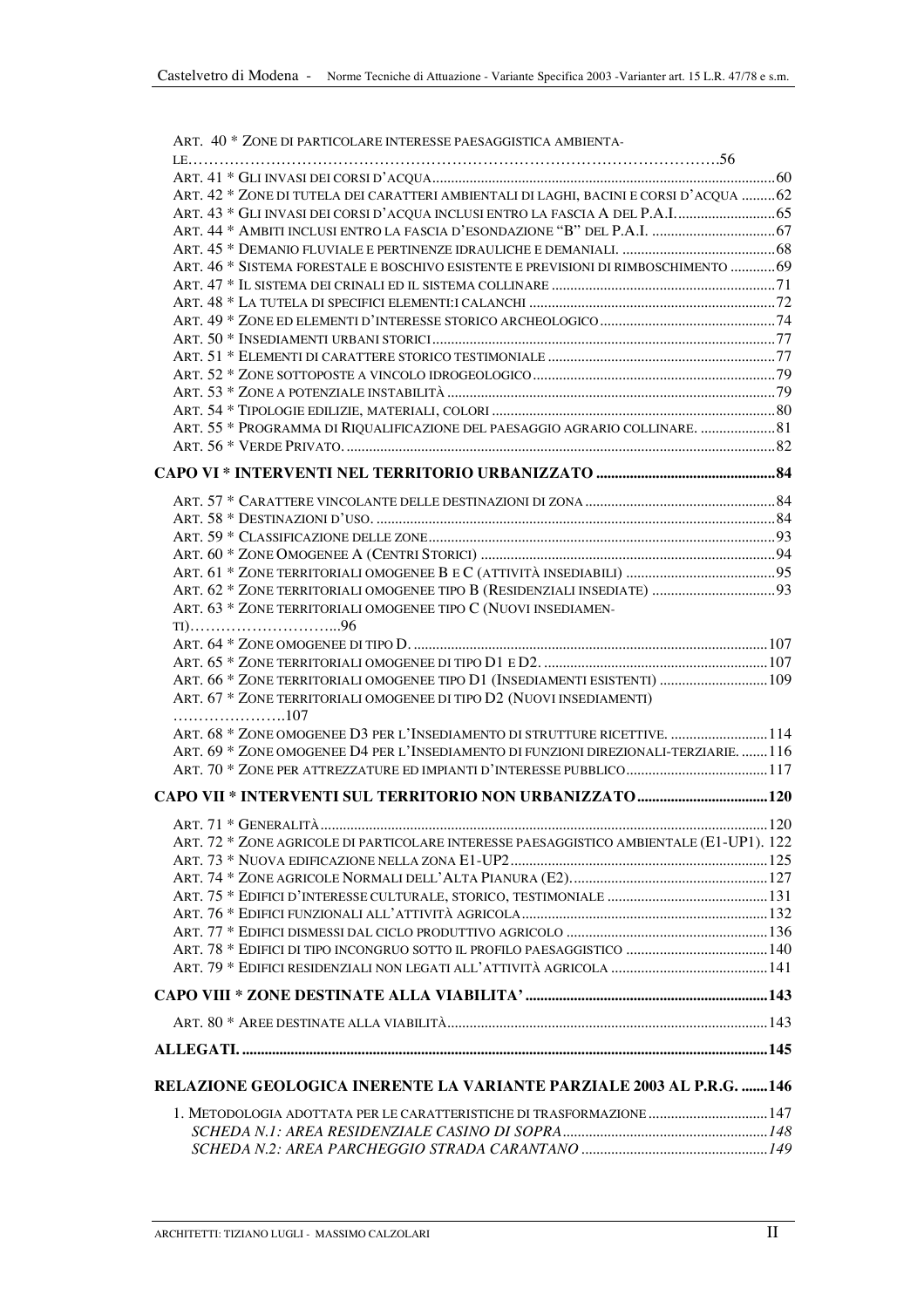ART. 40 * ZONE DI PARTICOLARE INTERESSE PAESAGGISTICA AMBIENTALE……………………………………………………………………………………………56

ART. 41 * GLI INVASI DEI CORSI D'ACQUA .......................................................................... 60

ART. 42 * ZONE DI TUTELA DEI CARATTERI AMBIENTALI DI LAGHI, BACINI E CORSI D'ACQUA ......... 62

ART. 43 * GLI INVASI DEI CORSI D'ACQUA INCLUSI ENTRO LA FASCIA A DEL P.A.I. .......................... 65

ART. 44 * AMBITI INCLUSI ENTRO LA FASCIA D'ESONDAZIONE "B" DEL P.A.I. ................................ 67

ART. 45 * DEMANIO FLUVIALE E PERTINENZE IDRAULICHE E DEMANIALI. ........................................ 68

ART. 46 * SISTEMA FORESTALE E BOSCHIVO ESISTENTE E PREVISIONI DI RIMBOSCHIMENTO ............ 69

ART. 47 * IL SISTEMA DEI CRINALI ED IL SISTEMA COLLINARE ........................................................ 71

ART. 48 * LA TUTELA DI SPECIFICI ELEMENTI:I CALANCHI ................................................................ 72

ART. 49 * ZONE ED ELEMENTI D'INTERESSE STORICO ARCHEOLOGICO ............................................ 74

ART. 50 * INSEDIAMENTI URBANI STORICI .......................................................................................... 77

ART. 51 * ELEMENTI DI CARATTERE STORICO TESTIMONIALE ........................................................... 77

ART. 52 * ZONE SOTTOPOSTE A VINCOLO IDROGEOLOGICO .............................................................. 79

ART. 53 * ZONE A POTENZIALE INSTABILITÀ ...................................................................................... 79

ART. 54 * TIPOLOGIE EDILIZIE, MATERIALI, COLORI .......................................................................... 80

ART. 55 * PROGRAMMA DI RIQUALIFICAZIONE DEL PAESAGGIO AGRARIO COLLINARE. .................... 81

ART. 56 * VERDE PRIVATO. ................................................................................................................. 82

**CAPO VI * INTERVENTI NEL TERRITORIO URBANIZZATO ................................................ 84**

ART. 57 * CARATTERE VINCOLANTE DELLE DESTINAZIONI DI ZONA .................................................. 84

ART. 58 * DESTINAZIONI D'USO. .......................................................................................................... 84

ART. 59 * CLASSIFICAZIONE DELLE ZONE ........................................................................................... 93

ART. 60 * ZONE OMOGENEE A (CENTRI STORICI) .............................................................................. 94

ART. 61 * ZONE TERRITORIALI OMOGENEE B E C (ATTIVITÀ INSEDIABILI) ....................................... 95

ART. 62 * ZONE TERRITORIALI OMOGENEE TIPO B (RESIDENZIALI INSEDIATE) ................................ 93

ART. 63 * ZONE TERRITORIALI OMOGENEE TIPO C (NUOVI INSEDIAMENTI)………………………...96

ART. 64 * ZONE OMOGENEE DI TIPO D. ............................................................................................. 107

ART. 65 * ZONE TERRITORIALI OMOGENEE DI TIPO D1 E D2. ........................................................... 107

ART. 66 * ZONE TERRITORIALI OMOGENEE TIPO D1 (INSEDIAMENTI ESISTENTI) ............................ 109

ART. 67 * ZONE TERRITORIALI OMOGENEE DI TIPO D2 (NUOVI INSEDIAMENTI) …………………..107

ART. 68 * ZONE OMOGENEE D3 PER L'INSEDIAMENTO DI STRUTTURE RICETTIVE. .......................... 114

ART. 69 * ZONE OMOGENEE D4 PER L'INSEDIAMENTO DI FUNZIONI DIREZIONALI-TERZIARIE. ....... 116

ART. 70 * ZONE PER ATTREZZATURE ED IMPIANTI D'INTERESSE PUBBLICO ...................................... 117

**CAPO VII * INTERVENTI SUL TERRITORIO NON URBANIZZATO ................................... 120**

ART. 71 * GENERALITÀ ....................................................................................................................... 120

ART. 72 * ZONE AGRICOLE DI PARTICOLARE INTERESSE PAESAGGISTICO AMBIENTALE (E1-UP1). 122

ART. 73 * NUOVA EDIFICAZIONE NELLA ZONA E1-UP2 .................................................................... 125

ART. 74 * ZONE AGRICOLE NORMALI DELL'ALTA PIANURA (E2). .................................................... 127

ART. 75 * EDIFICI D'INTERESSE CULTURALE, STORICO, TESTIMONIALE ........................................... 131

ART. 76 * EDIFICI FUNZIONALI ALL'ATTIVITÀ AGRICOLA ................................................................. 132

ART. 77 * EDIFICI DISMESSI DAL CICLO PRODUTTIVO AGRICOLO ...................................................... 136

ART. 78 * EDIFICI DI TIPO INCONGRUO SOTTO IL PROFILO PAESAGGISTICO ...................................... 140

ART. 79 * EDIFICI RESIDENZIALI NON LEGATI ALL'ATTIVITÀ AGRICOLA .......................................... 141

**CAPO VIII * ZONE DESTINATE ALLA VIABILITA' ................................................................ 143**

ART. 80 * AREE DESTINATE ALLA VIABILITÀ ...................................................................................... 143

**ALLEGATI. ........................................................................................................................................ 145**

**RELAZIONE GEOLOGICA INERENTE LA VARIANTE PARZIALE 2003 AL P.R.G. ....... 146**

1. METODOLOGIA ADOTTATA PER LE CARATTERISTICHE DI TRASFORMAZIONE ................................ 147

*SCHEDA N.1: AREA RESIDENZIALE CASINO DI SOPRA ....................................................... 148*

*SCHEDA N.2: AREA PARCHEGGIO STRADA CARANTANO ................................................. 149*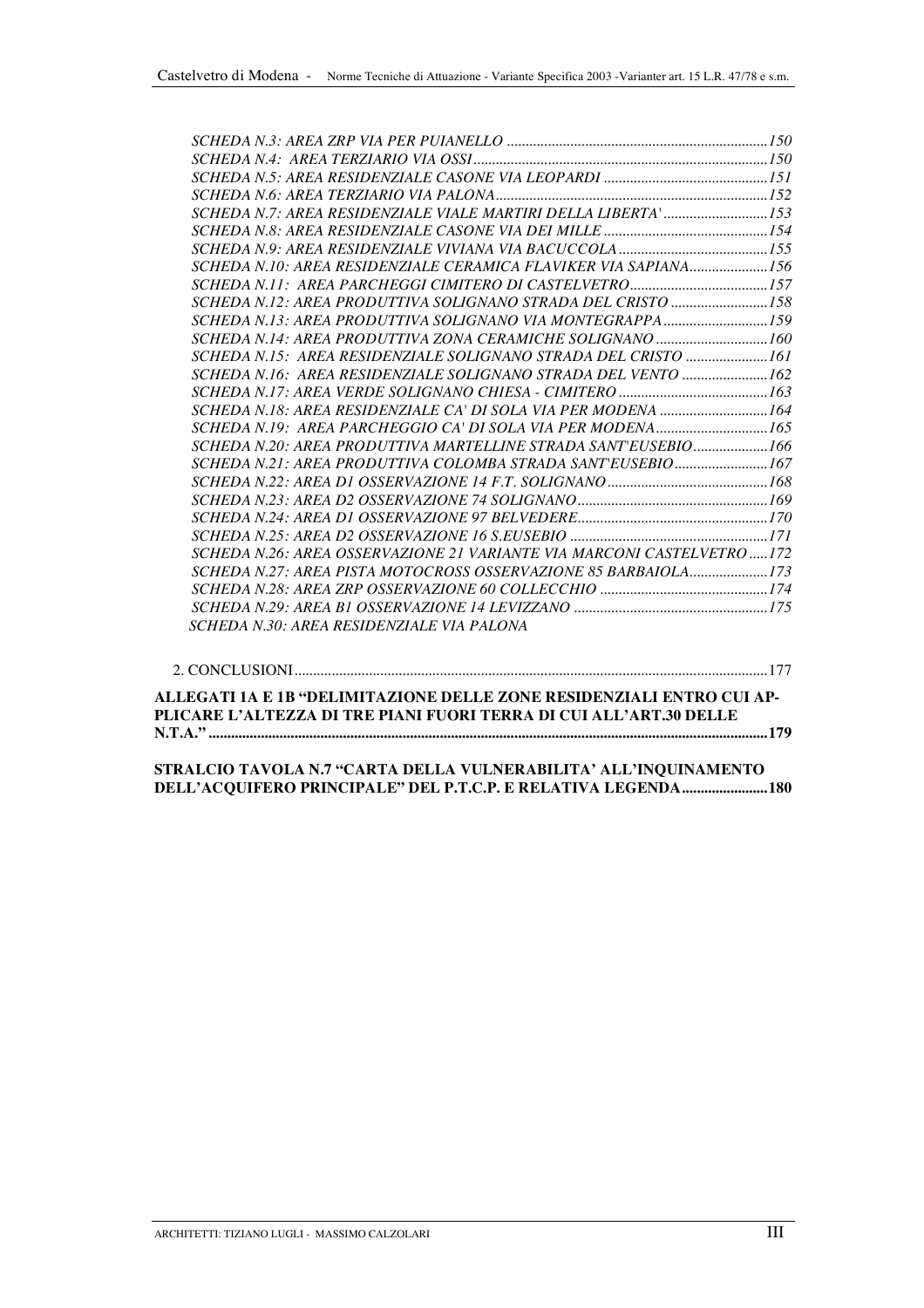*SCHEDA N.3: AREA ZRP VIA PER PUIANELLO ....................................................................150*
*SCHEDA N.4: AREA TERZIARIO VIA OSSI..............................................................................150*
*SCHEDA N.5: AREA RESIDENZIALE CASONE VIA LEOPARDI ............................................151*
*SCHEDA N.6: AREA TERZIARIO VIA PALONA........................................................................152*
*SCHEDA N.7: AREA RESIDENZIALE VIALE MARTIRI DELLA LIBERTA' ............................153*
*SCHEDA N.8: AREA RESIDENZIALE CASONE VIA DEI MILLE ...........................................154*
*SCHEDA N.9: AREA RESIDENZIALE VIVIANA VIA BACUCCOLA........................................155*
*SCHEDA N.10: AREA RESIDENZIALE CERAMICA FLAVIKER VIA SAPIANA.....................156*
*SCHEDA N.11: AREA PARCHEGGI CIMITERO DI CASTELVETRO.....................................157*
*SCHEDA N.12: AREA PRODUTTIVA SOLIGNANO STRADA DEL CRISTO ..........................158*
*SCHEDA N.13: AREA PRODUTTIVA SOLIGNANO VIA MONTEGRAPPA............................159*
*SCHEDA N.14: AREA PRODUTTIVA ZONA CERAMICHE SOLIGNANO ..............................160*
*SCHEDA N.15: AREA RESIDENZIALE SOLIGNANO STRADA DEL CRISTO ......................161*
*SCHEDA N.16: AREA RESIDENZIALE SOLIGNANO STRADA DEL VENTO .......................162*
*SCHEDA N.17: AREA VERDE SOLIGNANO CHIESA - CIMITERO ........................................163*
*SCHEDA N.18: AREA RESIDENZIALE CA' DI SOLA VIA PER MODENA .............................164*
*SCHEDA N.19: AREA PARCHEGGIO CA' DI SOLA VIA PER MODENA..............................165*
*SCHEDA N.20: AREA PRODUTTIVA MARTELLINE STRADA SANT'EUSEBIO....................166*
*SCHEDA N.21: AREA PRODUTTIVA COLOMBA STRADA SANT'EUSEBIO.........................167*
*SCHEDA N.22: AREA D1 OSSERVAZIONE 14 F.T. SOLIGNANO...........................................168*
*SCHEDA N.23: AREA D2 OSSERVAZIONE 74 SOLIGNANO...................................................169*
*SCHEDA N.24: AREA D1 OSSERVAZIONE 97 BELVEDERE...................................................170*
*SCHEDA N.25: AREA D2 OSSERVAZIONE 16 S.EUSEBIO .....................................................171*
*SCHEDA N.26: AREA OSSERVAZIONE 21 VARIANTE VIA MARCONI CASTELVETRO .....172*
*SCHEDA N.27: AREA PISTA MOTOCROSS OSSERVAZIONE 85 BARBAIOLA.....................173*
*SCHEDA N.28: AREA ZRP OSSERVAZIONE 60 COLLECCHIO .............................................174*
*SCHEDA N.29: AREA B1 OSSERVAZIONE 14 LEVIZZANO ....................................................175*
*SCHEDA N.30: AREA RESIDENZIALE VIA PALONA*

2. CONCLUSIONI.............................................................................................................................177

**ALLEGATI 1A E 1B "DELIMITAZIONE DELLE ZONE RESIDENZIALI ENTRO CUI APPLICARE L'ALTEZZA DI TRE PIANI FUORI TERRA DI CUI ALL'ART.30 DELLE N.T.A." .....................................................................................................................................179**

**STRALCIO TAVOLA N.7 "CARTA DELLA VULNERABILITA' ALL'INQUINAMENTO DELL'ACQUIFERO PRINCIPALE" DEL P.T.C.P. E RELATIVA LEGENDA.......................180**